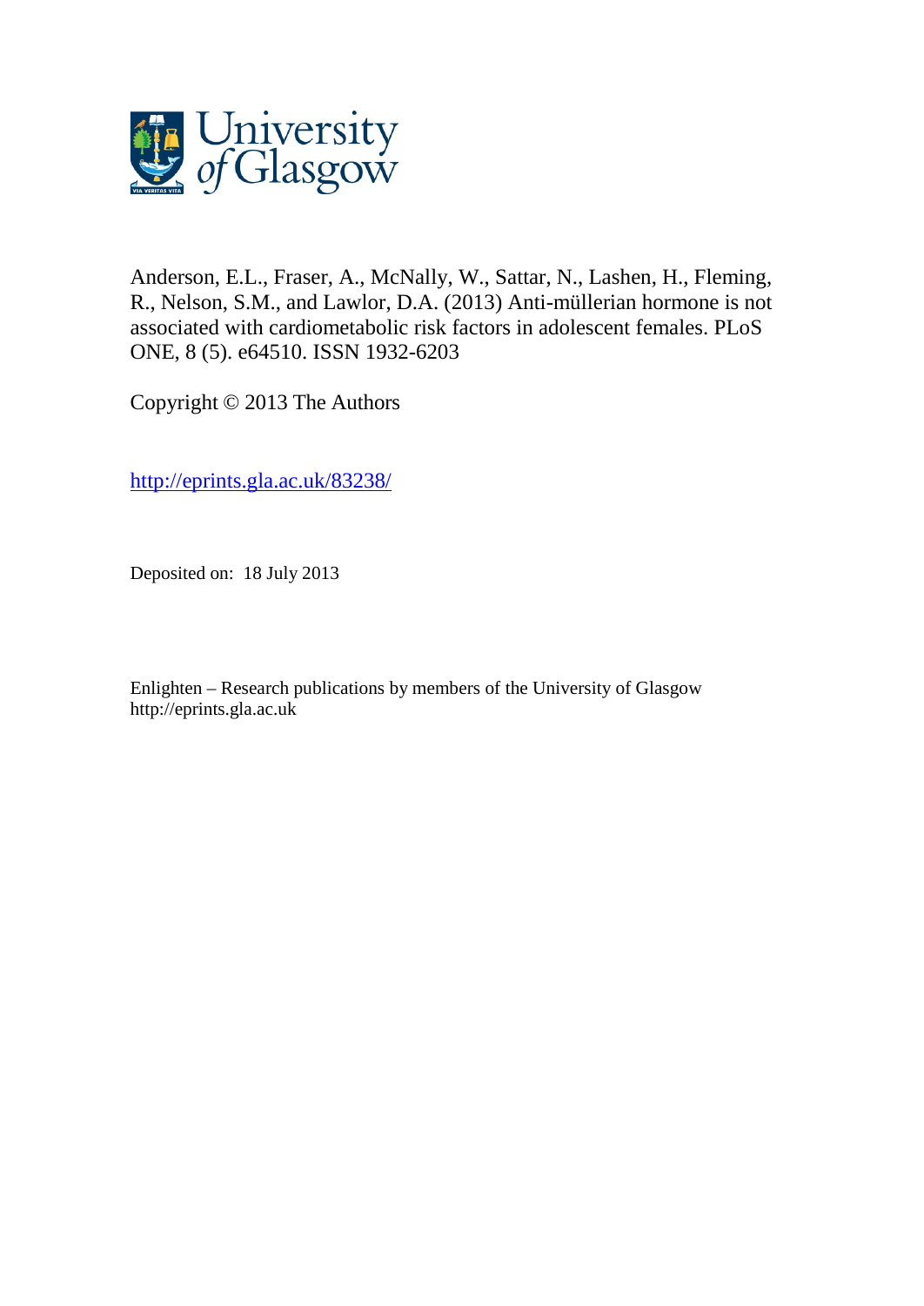Anderson, E.L., Fraser, A., McNally, W., Sattar, N., Lashen, H., Fleming, R., Nelson, S.M., and Lawlor, D.A. (2013) Anti-müllerian hormone is not associated with cardiometabolic risk factors in adolescent females. PLoS ONE, 8 (5). e64510. ISSN 1932-6203

Copyright © 2013 The Authors

http://eprints.gla.ac.uk/83238/

Deposited on: 18 July 2013

Enlighten – Research publications by members of the University of Glasgow
http://eprints.gla.ac.uk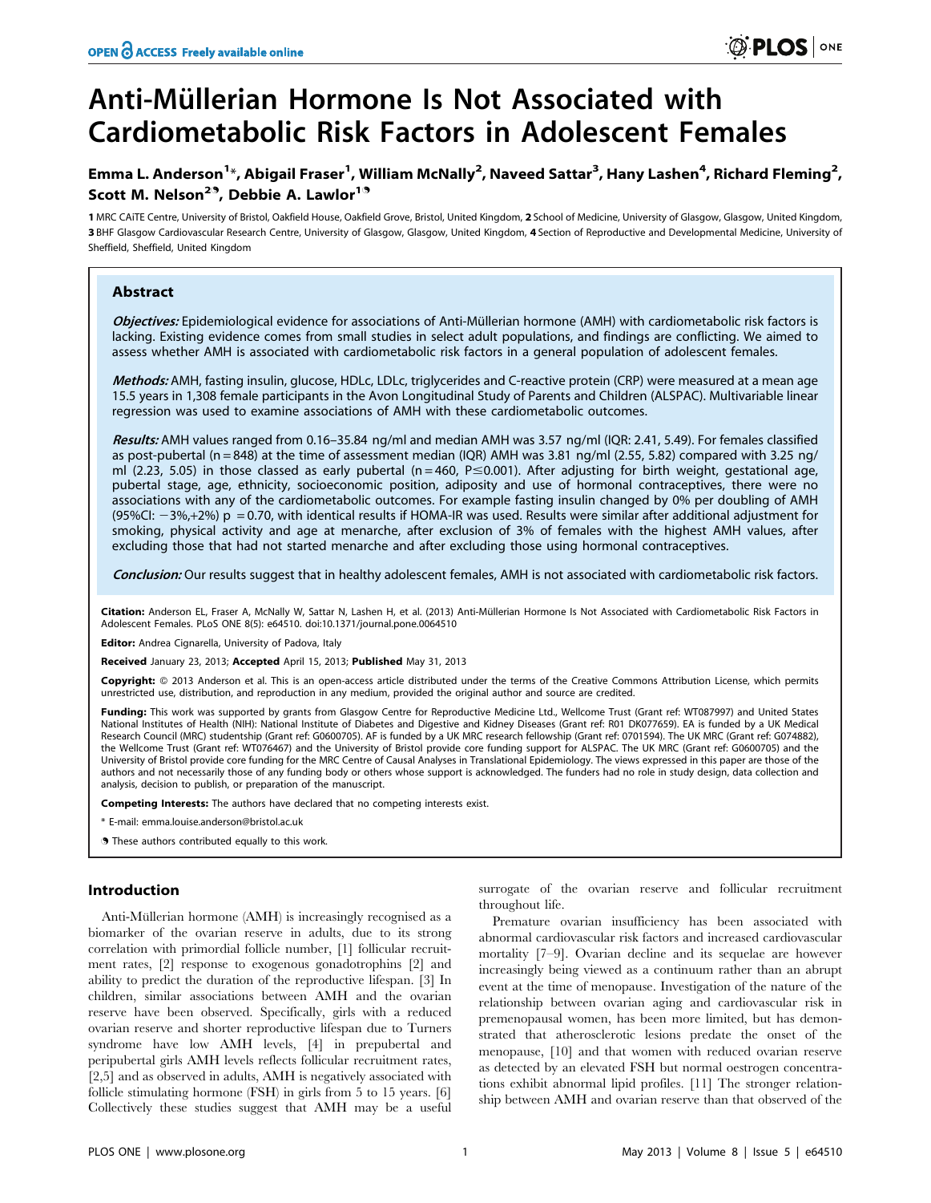# Anti-Müllerian Hormone Is Not Associated with Cardiometabolic Risk Factors in Adolescent Females

**Emma L. Anderson[1]*, Abigail Fraser[1], William McNally[2], Naveed Sattar[3], Hany Lashen[4], Richard Fleming[2], Scott M. Nelson[2,9], Debbie A. Lawlor[1,9]**

1 MRC CAiTE Centre, University of Bristol, Oakfield House, Oakfield Grove, Bristol, United Kingdom, 2 School of Medicine, University of Glasgow, Glasgow, United Kingdom, 3 BHF Glasgow Cardiovascular Research Centre, University of Glasgow, Glasgow, United Kingdom, 4 Section of Reproductive and Developmental Medicine, University of Sheffield, Sheffield, United Kingdom

## Abstract

***Objectives:*** Epidemiological evidence for associations of Anti-Müllerian hormone (AMH) with cardiometabolic risk factors is lacking. Existing evidence comes from small studies in select adult populations, and findings are conflicting. We aimed to assess whether AMH is associated with cardiometabolic risk factors in a general population of adolescent females.

***Methods:*** AMH, fasting insulin, glucose, HDLc, LDLc, triglycerides and C-reactive protein (CRP) were measured at a mean age 15.5 years in 1,308 female participants in the Avon Longitudinal Study of Parents and Children (ALSPAC). Multivariable linear regression was used to examine associations of AMH with these cardiometabolic outcomes.

***Results:*** AMH values ranged from 0.16–35.84 ng/ml and median AMH was 3.57 ng/ml (IQR: 2.41, 5.49). For females classified as post-pubertal (n = 848) at the time of assessment median (IQR) AMH was 3.81 ng/ml (2.55, 5.82) compared with 3.25 ng/ml (2.23, 5.05) in those classed as early pubertal (n = 460, P≤0.001). After adjusting for birth weight, gestational age, pubertal stage, age, ethnicity, socioeconomic position, adiposity and use of hormonal contraceptives, there were no associations with any of the cardiometabolic outcomes. For example fasting insulin changed by 0% per doubling of AMH (95%CI: −3%,+2%) p = 0.70, with identical results if HOMA-IR was used. Results were similar after additional adjustment for smoking, physical activity and age at menarche, after exclusion of 3% of females with the highest AMH values, after excluding those that had not started menarche and after excluding those using hormonal contraceptives.

***Conclusion:*** Our results suggest that in healthy adolescent females, AMH is not associated with cardiometabolic risk factors.

**Citation:** Anderson EL, Fraser A, McNally W, Sattar N, Lashen H, et al. (2013) Anti-Müllerian Hormone Is Not Associated with Cardiometabolic Risk Factors in Adolescent Females. PLoS ONE 8(5): e64510. doi:10.1371/journal.pone.0064510

**Editor:** Andrea Cignarella, University of Padova, Italy

**Received** January 23, 2013; **Accepted** April 15, 2013; **Published** May 31, 2013

**Copyright:** © 2013 Anderson et al. This is an open-access article distributed under the terms of the Creative Commons Attribution License, which permits unrestricted use, distribution, and reproduction in any medium, provided the original author and source are credited.

**Funding:** This work was supported by grants from Glasgow Centre for Reproductive Medicine Ltd., Wellcome Trust (Grant ref: WT087997) and United States National Institutes of Health (NIH): National Institute of Diabetes and Digestive and Kidney Diseases (Grant ref: R01 DK077659). EA is funded by a UK Medical Research Council (MRC) studentship (Grant ref: G0600705). AF is funded by a UK MRC research fellowship (Grant ref: 0701594). The UK MRC (Grant ref: G074882), the Wellcome Trust (Grant ref: WT076467) and the University of Bristol provide core funding support for ALSPAC. The UK MRC (Grant ref: G0600705) and the University of Bristol provide core funding for the MRC Centre of Causal Analyses in Translational Epidemiology. The views expressed in this paper are those of the authors and not necessarily those of any funding body or others whose support is acknowledged. The funders had no role in study design, data collection and analysis, decision to publish, or preparation of the manuscript.

**Competing Interests:** The authors have declared that no competing interests exist.

\* E-mail: emma.louise.anderson@bristol.ac.uk

9 These authors contributed equally to this work.

## Introduction

Anti-Müllerian hormone (AMH) is increasingly recognised as a biomarker of the ovarian reserve in adults, due to its strong correlation with primordial follicle number, [1] follicular recruitment rates, [2] response to exogenous gonadotrophins [2] and ability to predict the duration of the reproductive lifespan. [3] In children, similar associations between AMH and the ovarian reserve have been observed. Specifically, girls with a reduced ovarian reserve and shorter reproductive lifespan due to Turners syndrome have low AMH levels, [4] in prepubertal and peripubertal girls AMH levels reflects follicular recruitment rates, [2,5] and as observed in adults, AMH is negatively associated with follicle stimulating hormone (FSH) in girls from 5 to 15 years. [6] Collectively these studies suggest that AMH may be a useful surrogate of the ovarian reserve and follicular recruitment throughout life.

Premature ovarian insufficiency has been associated with abnormal cardiovascular risk factors and increased cardiovascular mortality [7–9]. Ovarian decline and its sequelae are however increasingly being viewed as a continuum rather than an abrupt event at the time of menopause. Investigation of the nature of the relationship between ovarian aging and cardiovascular risk in premenopausal women, has been more limited, but has demonstrated that atherosclerotic lesions predate the onset of the menopause, [10] and that women with reduced ovarian reserve as detected by an elevated FSH but normal oestrogen concentrations exhibit abnormal lipid profiles. [11] The stronger relationship between AMH and ovarian reserve than that observed of the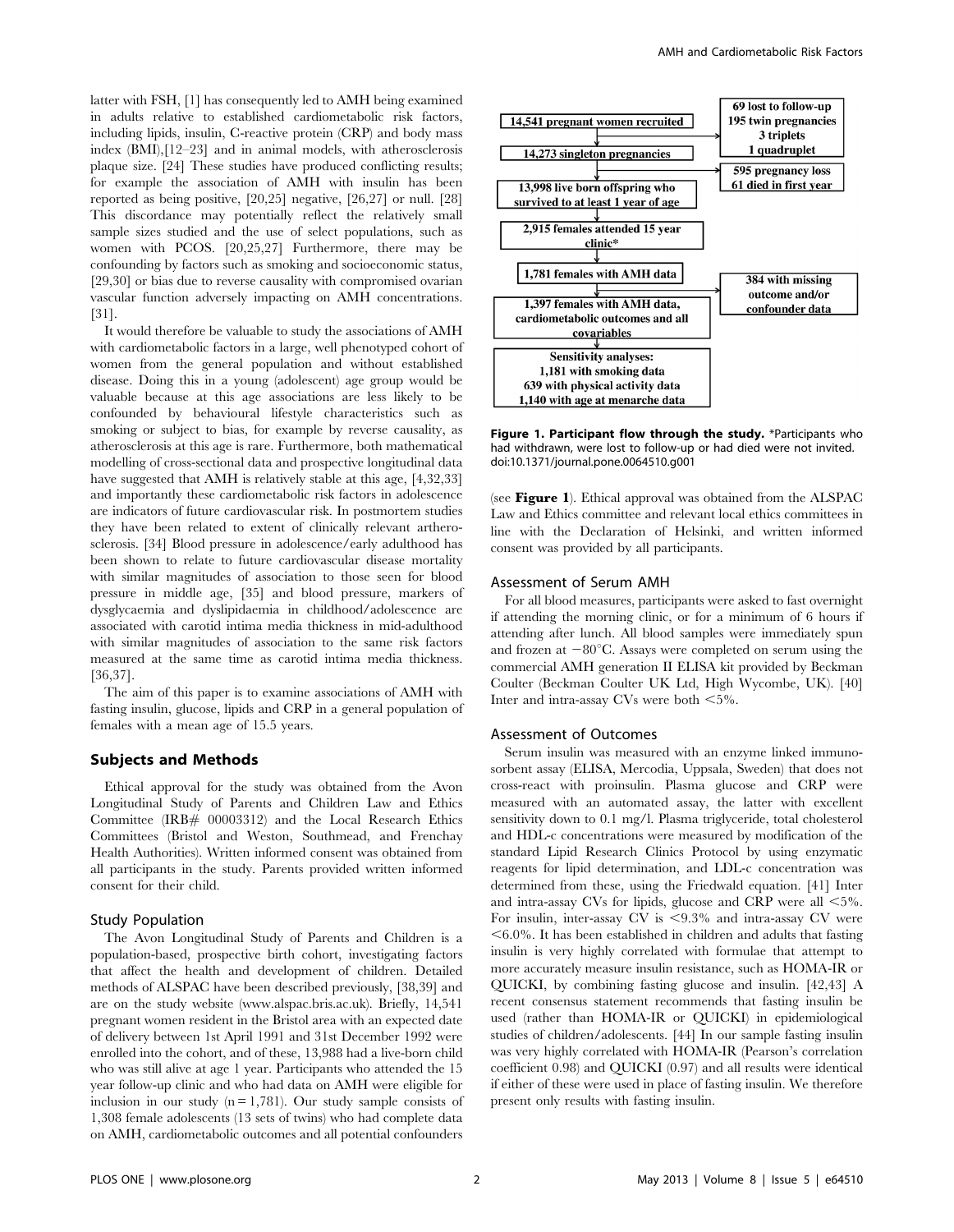latter with FSH, [1] has consequently led to AMH being examined in adults relative to established cardiometabolic risk factors, including lipids, insulin, C-reactive protein (CRP) and body mass index (BMI),[12–23] and in animal models, with atherosclerosis plaque size. [24] These studies have produced conflicting results; for example the association of AMH with insulin has been reported as being positive, [20,25] negative, [26,27] or null. [28] This discordance may potentially reflect the relatively small sample sizes studied and the use of select populations, such as women with PCOS. [20,25,27] Furthermore, there may be confounding by factors such as smoking and socioeconomic status, [29,30] or bias due to reverse causality with compromised ovarian vascular function adversely impacting on AMH concentrations. [31].

It would therefore be valuable to study the associations of AMH with cardiometabolic factors in a large, well phenotyped cohort of women from the general population and without established disease. Doing this in a young (adolescent) age group would be valuable because at this age associations are less likely to be confounded by behavioural lifestyle characteristics such as smoking or subject to bias, for example by reverse causality, as atherosclerosis at this age is rare. Furthermore, both mathematical modelling of cross-sectional data and prospective longitudinal data have suggested that AMH is relatively stable at this age, [4,32,33] and importantly these cardiometabolic risk factors in adolescence are indicators of future cardiovascular risk. In postmortem studies they have been related to extent of clinically relevant artherosclerosis. [34] Blood pressure in adolescence/early adulthood has been shown to relate to future cardiovascular disease mortality with similar magnitudes of association to those seen for blood pressure in middle age, [35] and blood pressure, markers of dysglycaemia and dyslipidaemia in childhood/adolescence are associated with carotid intima media thickness in mid-adulthood with similar magnitudes of association to the same risk factors measured at the same time as carotid intima media thickness. [36,37].

The aim of this paper is to examine associations of AMH with fasting insulin, glucose, lipids and CRP in a general population of females with a mean age of 15.5 years.

## Subjects and Methods

Ethical approval for the study was obtained from the Avon Longitudinal Study of Parents and Children Law and Ethics Committee (IRB# 00003312) and the Local Research Ethics Committees (Bristol and Weston, Southmead, and Frenchay Health Authorities). Written informed consent was obtained from all participants in the study. Parents provided written informed consent for their child.

### Study Population

The Avon Longitudinal Study of Parents and Children is a population-based, prospective birth cohort, investigating factors that affect the health and development of children. Detailed methods of ALSPAC have been described previously, [38,39] and are on the study website (www.alspac.bris.ac.uk). Briefly, 14,541 pregnant women resident in the Bristol area with an expected date of delivery between 1st April 1991 and 31st December 1992 were enrolled into the cohort, and of these, 13,988 had a live-born child who was still alive at age 1 year. Participants who attended the 15 year follow-up clinic and who had data on AMH were eligible for inclusion in our study (n = 1,781). Our study sample consists of 1,308 female adolescents (13 sets of twins) who had complete data on AMH, cardiometabolic outcomes and all potential confounders (see **Figure 1**). Ethical approval was obtained from the ALSPAC Law and Ethics committee and relevant local ethics committees in line with the Declaration of Helsinki, and written informed consent was provided by all participants.

14,541 pregnant women recruited → 69 lost to follow-up; 195 twin pregnancies; 3 triplets; 1 quadruplet
14,273 singleton pregnancies → 595 pregnancy loss; 61 died in first year
13,998 live born offspring who survived to at least 1 year of age
2,915 females attended 15 year clinic*
1,781 females with AMH data → 384 with missing outcome and/or confounder data
1,397 females with AMH data, cardiometabolic outcomes and all covariables
Sensitivity analyses: 1,181 with smoking data; 639 with physical activity data; 1,140 with age at menarche data

**Figure 1. Participant flow through the study.** *Participants who had withdrawn, were lost to follow-up or had died were not invited.
doi:10.1371/journal.pone.0064510.g001

### Assessment of Serum AMH

For all blood measures, participants were asked to fast overnight if attending the morning clinic, or for a minimum of 6 hours if attending after lunch. All blood samples were immediately spun and frozen at −80°C. Assays were completed on serum using the commercial AMH generation II ELISA kit provided by Beckman Coulter (Beckman Coulter UK Ltd, High Wycombe, UK). [40] Inter and intra-assay CVs were both <5%.

### Assessment of Outcomes

Serum insulin was measured with an enzyme linked immunosorbent assay (ELISA, Mercodia, Uppsala, Sweden) that does not cross-react with proinsulin. Plasma glucose and CRP were measured with an automated assay, the latter with excellent sensitivity down to 0.1 mg/l. Plasma triglyceride, total cholesterol and HDL-c concentrations were measured by modification of the standard Lipid Research Clinics Protocol by using enzymatic reagents for lipid determination, and LDL-c concentration was determined from these, using the Friedwald equation. [41] Inter and intra-assay CVs for lipids, glucose and CRP were all <5%. For insulin, inter-assay CV is <9.3% and intra-assay CV were <6.0%. It has been established in children and adults that fasting insulin is very highly correlated with formulae that attempt to more accurately measure insulin resistance, such as HOMA-IR or QUICKI, by combining fasting glucose and insulin. [42,43] A recent consensus statement recommends that fasting insulin be used (rather than HOMA-IR or QUICKI) in epidemiological studies of children/adolescents. [44] In our sample fasting insulin was very highly correlated with HOMA-IR (Pearson's correlation coefficient 0.98) and QUICKI (0.97) and all results were identical if either of these were used in place of fasting insulin. We therefore present only results with fasting insulin.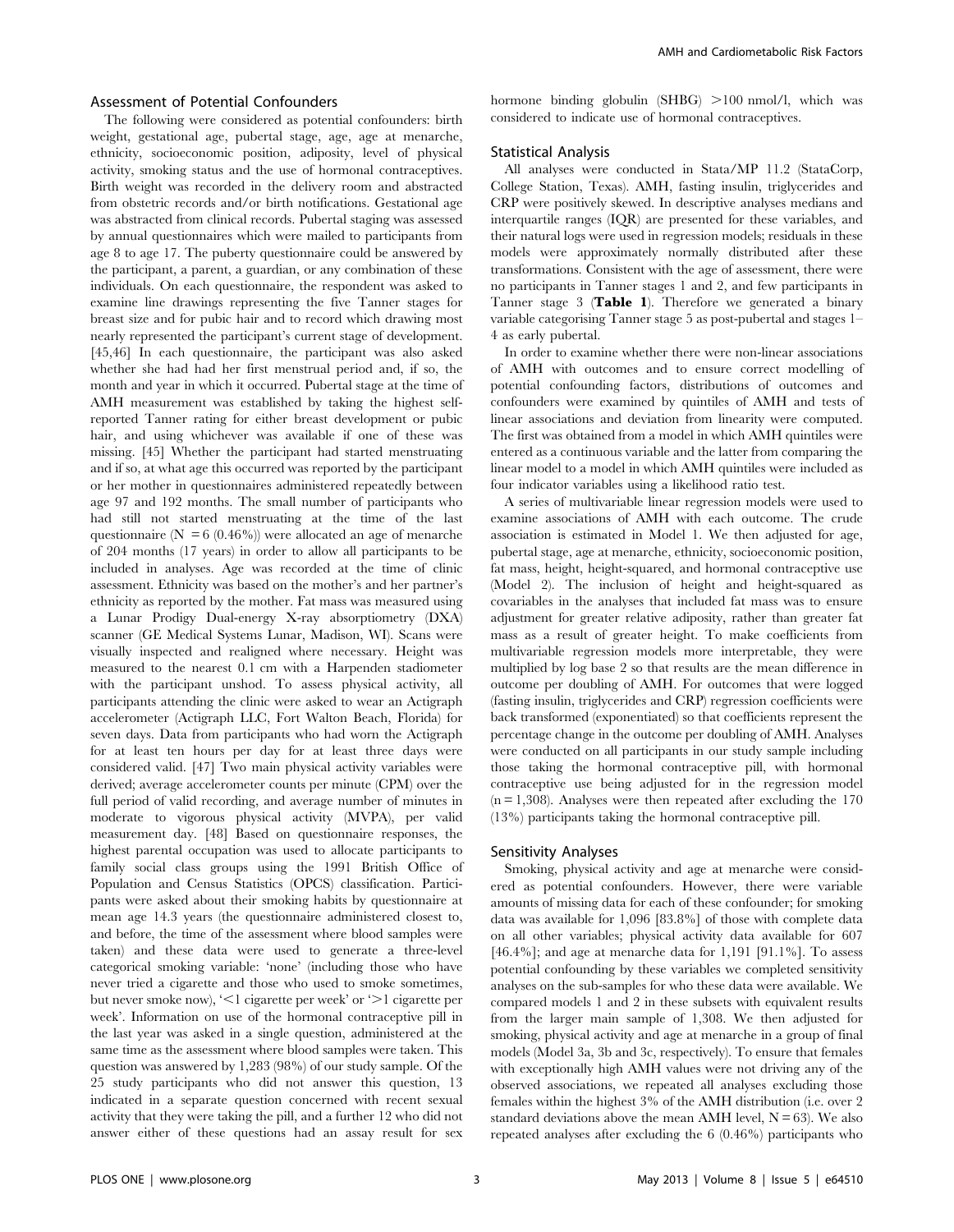### Assessment of Potential Confounders

The following were considered as potential confounders: birth weight, gestational age, pubertal stage, age, age at menarche, ethnicity, socioeconomic position, adiposity, level of physical activity, smoking status and the use of hormonal contraceptives. Birth weight was recorded in the delivery room and abstracted from obstetric records and/or birth notifications. Gestational age was abstracted from clinical records. Pubertal staging was assessed by annual questionnaires which were mailed to participants from age 8 to age 17. The puberty questionnaire could be answered by the participant, a parent, a guardian, or any combination of these individuals. On each questionnaire, the respondent was asked to examine line drawings representing the five Tanner stages for breast size and for pubic hair and to record which drawing most nearly represented the participant's current stage of development. [45,46] In each questionnaire, the participant was also asked whether she had had her first menstrual period and, if so, the month and year in which it occurred. Pubertal stage at the time of AMH measurement was established by taking the highest self-reported Tanner rating for either breast development or pubic hair, and using whichever was available if one of these was missing. [45] Whether the participant had started menstruating and if so, at what age this occurred was reported by the participant or her mother in questionnaires administered repeatedly between age 97 and 192 months. The small number of participants who had still not started menstruating at the time of the last questionnaire (N = 6 (0.46%)) were allocated an age of menarche of 204 months (17 years) in order to allow all participants to be included in analyses. Age was recorded at the time of clinic assessment. Ethnicity was based on the mother's and her partner's ethnicity as reported by the mother. Fat mass was measured using a Lunar Prodigy Dual-energy X-ray absorptiometry (DXA) scanner (GE Medical Systems Lunar, Madison, WI). Scans were visually inspected and realigned where necessary. Height was measured to the nearest 0.1 cm with a Harpenden stadiometer with the participant unshod. To assess physical activity, all participants attending the clinic were asked to wear an Actigraph accelerometer (Actigraph LLC, Fort Walton Beach, Florida) for seven days. Data from participants who had worn the Actigraph for at least ten hours per day for at least three days were considered valid. [47] Two main physical activity variables were derived; average accelerometer counts per minute (CPM) over the full period of valid recording, and average number of minutes in moderate to vigorous physical activity (MVPA), per valid measurement day. [48] Based on questionnaire responses, the highest parental occupation was used to allocate participants to family social class groups using the 1991 British Office of Population and Census Statistics (OPCS) classification. Participants were asked about their smoking habits by questionnaire at mean age 14.3 years (the questionnaire administered closest to, and before, the time of the assessment where blood samples were taken) and these data were used to generate a three-level categorical smoking variable: 'none' (including those who have never tried a cigarette and those who used to smoke sometimes, but never smoke now), '<1 cigarette per week' or '>1 cigarette per week'. Information on use of the hormonal contraceptive pill in the last year was asked in a single question, administered at the same time as the assessment where blood samples were taken. This question was answered by 1,283 (98%) of our study sample. Of the 25 study participants who did not answer this question, 13 indicated in a separate question concerned with recent sexual activity that they were taking the pill, and a further 12 who did not answer either of these questions had an assay result for sex hormone binding globulin (SHBG) >100 nmol/l, which was considered to indicate use of hormonal contraceptives.

### Statistical Analysis

All analyses were conducted in Stata/MP 11.2 (StataCorp, College Station, Texas). AMH, fasting insulin, triglycerides and CRP were positively skewed. In descriptive analyses medians and interquartile ranges (IQR) are presented for these variables, and their natural logs were used in regression models; residuals in these models were approximately normally distributed after these transformations. Consistent with the age of assessment, there were no participants in Tanner stages 1 and 2, and few participants in Tanner stage 3 (**Table 1**). Therefore we generated a binary variable categorising Tanner stage 5 as post-pubertal and stages 1–4 as early pubertal.

In order to examine whether there were non-linear associations of AMH with outcomes and to ensure correct modelling of potential confounding factors, distributions of outcomes and confounders were examined by quintiles of AMH and tests of linear associations and deviation from linearity were computed. The first was obtained from a model in which AMH quintiles were entered as a continuous variable and the latter from comparing the linear model to a model in which AMH quintiles were included as four indicator variables using a likelihood ratio test.

A series of multivariable linear regression models were used to examine associations of AMH with each outcome. The crude association is estimated in Model 1. We then adjusted for age, pubertal stage, age at menarche, ethnicity, socioeconomic position, fat mass, height, height-squared, and hormonal contraceptive use (Model 2). The inclusion of height and height-squared as covariables in the analyses that included fat mass was to ensure adjustment for greater relative adiposity, rather than greater fat mass as a result of greater height. To make coefficients from multivariable regression models more interpretable, they were multiplied by log base 2 so that results are the mean difference in outcome per doubling of AMH. For outcomes that were logged (fasting insulin, triglycerides and CRP) regression coefficients were back transformed (exponentiated) so that coefficients represent the percentage change in the outcome per doubling of AMH. Analyses were conducted on all participants in our study sample including those taking the hormonal contraceptive pill, with hormonal contraceptive use being adjusted for in the regression model (n = 1,308). Analyses were then repeated after excluding the 170 (13%) participants taking the hormonal contraceptive pill.

### Sensitivity Analyses

Smoking, physical activity and age at menarche were considered as potential confounders. However, there were variable amounts of missing data for each of these confounder; for smoking data was available for 1,096 [83.8%] of those with complete data on all other variables; physical activity data available for 607 [46.4%]; and age at menarche data for 1,191 [91.1%]. To assess potential confounding by these variables we completed sensitivity analyses on the sub-samples for who these data were available. We compared models 1 and 2 in these subsets with equivalent results from the larger main sample of 1,308. We then adjusted for smoking, physical activity and age at menarche in a group of final models (Model 3a, 3b and 3c, respectively). To ensure that females with exceptionally high AMH values were not driving any of the observed associations, we repeated all analyses excluding those females within the highest 3% of the AMH distribution (i.e. over 2 standard deviations above the mean AMH level, N = 63). We also repeated analyses after excluding the 6 (0.46%) participants who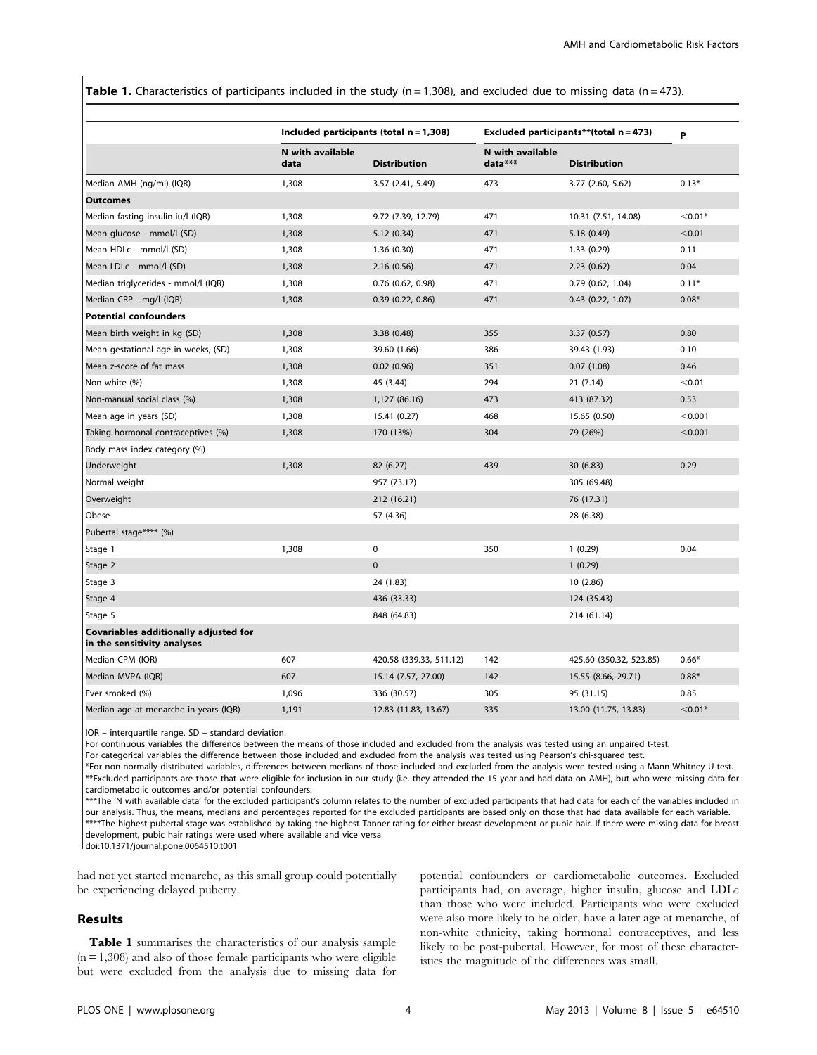**Table 1.** Characteristics of participants included in the study (n = 1,308), and excluded due to missing data (n = 473).

| | Included participants (total n = 1,308) | | Excluded participants**(total n = 473) | | P |
|---|---|---|---|---|---|
| | N with available data | Distribution | N with available data*** | Distribution | |
| Median AMH (ng/ml) (IQR) | 1,308 | 3.57 (2.41, 5.49) | 473 | 3.77 (2.60, 5.62) | 0.13* |
| **Outcomes** | | | | | |
| Median fasting insulin-iu/l (IQR) | 1,308 | 9.72 (7.39, 12.79) | 471 | 10.31 (7.51, 14.08) | <0.01* |
| Mean glucose - mmol/l (SD) | 1,308 | 5.12 (0.34) | 471 | 5.18 (0.49) | <0.01 |
| Mean HDLc - mmol/l (SD) | 1,308 | 1.36 (0.30) | 471 | 1.33 (0.29) | 0.11 |
| Mean LDLc - mmol/l (SD) | 1,308 | 2.16 (0.56) | 471 | 2.23 (0.62) | 0.04 |
| Median triglycerides - mmol/l (IQR) | 1,308 | 0.76 (0.62, 0.98) | 471 | 0.79 (0.62, 1.04) | 0.11* |
| Median CRP - mg/l (IQR) | 1,308 | 0.39 (0.22, 0.86) | 471 | 0.43 (0.22, 1.07) | 0.08* |
| **Potential confounders** | | | | | |
| Mean birth weight in kg (SD) | 1,308 | 3.38 (0.48) | 355 | 3.37 (0.57) | 0.80 |
| Mean gestational age in weeks, (SD) | 1,308 | 39.60 (1.66) | 386 | 39.43 (1.93) | 0.10 |
| Mean z-score of fat mass | 1,308 | 0.02 (0.96) | 351 | 0.07 (1.08) | 0.46 |
| Non-white (%) | 1,308 | 45 (3.44) | 294 | 21 (7.14) | <0.01 |
| Non-manual social class (%) | 1,308 | 1,127 (86.16) | 473 | 413 (87.32) | 0.53 |
| Mean age in years (SD) | 1,308 | 15.41 (0.27) | 468 | 15.65 (0.50) | <0.001 |
| Taking hormonal contraceptives (%) | 1,308 | 170 (13%) | 304 | 79 (26%) | <0.001 |
| Body mass index category (%) | | | | | |
| Underweight | 1,308 | 82 (6.27) | 439 | 30 (6.83) | 0.29 |
| Normal weight | | 957 (73.17) | | 305 (69.48) | |
| Overweight | | 212 (16.21) | | 76 (17.31) | |
| Obese | | 57 (4.36) | | 28 (6.38) | |
| Pubertal stage**** (%) | | | | | |
| Stage 1 | 1,308 | 0 | 350 | 1 (0.29) | 0.04 |
| Stage 2 | | 0 | | 1 (0.29) | |
| Stage 3 | | 24 (1.83) | | 10 (2.86) | |
| Stage 4 | | 436 (33.33) | | 124 (35.43) | |
| Stage 5 | | 848 (64.83) | | 214 (61.14) | |
| **Covariables additionally adjusted for in the sensitivity analyses** | | | | | |
| Median CPM (IQR) | 607 | 420.58 (339.33, 511.12) | 142 | 425.60 (350.32, 523.85) | 0.66* |
| Median MVPA (IQR) | 607 | 15.14 (7.57, 27.00) | 142 | 15.55 (8.66, 29.71) | 0.88* |
| Ever smoked (%) | 1,096 | 336 (30.57) | 305 | 95 (31.15) | 0.85 |
| Median age at menarche in years (IQR) | 1,191 | 12.83 (11.83, 13.67) | 335 | 13.00 (11.75, 13.83) | <0.01* |

IQR – interquartile range. SD – standard deviation.
For continuous variables the difference between the means of those included and excluded from the analysis was tested using an unpaired t-test.
For categorical variables the difference between those included and excluded from the analysis was tested using Pearson's chi-squared test.
*For non-normally distributed variables, differences between medians of those included and excluded from the analysis were tested using a Mann-Whitney U-test.
**Excluded participants are those that were eligible for inclusion in our study (i.e. they attended the 15 year and had data on AMH), but who were missing data for cardiometabolic outcomes and/or potential confounders.
***The 'N with available data' for the excluded participant's column relates to the number of excluded participants that had data for each of the variables included in our analysis. Thus, the means, medians and percentages reported for the excluded participants are based only on those that had data available for each variable.
****The highest pubertal stage was established by taking the highest Tanner rating for either breast development or pubic hair. If there were missing data for breast development, pubic hair ratings were used where available and vice versa
doi:10.1371/journal.pone.0064510.t001

had not yet started menarche, as this small group could potentially be experiencing delayed puberty.

## Results

**Table 1** summarises the characteristics of our analysis sample (n = 1,308) and also of those female participants who were eligible but were excluded from the analysis due to missing data for potential confounders or cardiometabolic outcomes. Excluded participants had, on average, higher insulin, glucose and LDLc than those who were included. Participants who were excluded were also more likely to be older, have a later age at menarche, of non-white ethnicity, taking hormonal contraceptives, and less likely to be post-pubertal. However, for most of these characteristics the magnitude of the differences was small.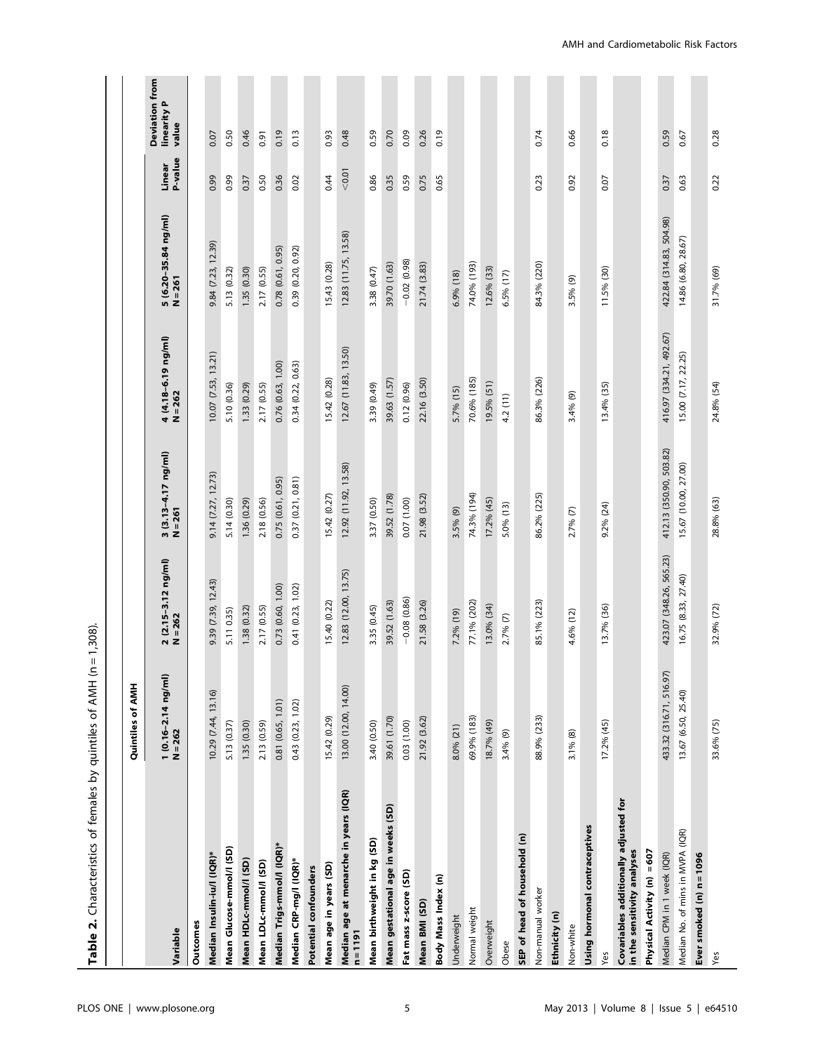**Table 2.** Characteristics of females by quintiles of AMH (n = 1,308).

| Variable | Quintiles of AMH 1 (0.16–2.14 ng/ml) N = 262 | 2 (2.15–3.12 ng/ml) N = 262 | 3 (3.13–4.17 ng/ml) N = 261 | 4 (4.18–6.19 ng/ml) N = 262 | 5 (6.20–35.84 ng/ml) N = 261 | Linear P-value | Deviation from linearity P value |
|---|---|---|---|---|---|---|---|
| **Outcomes** | | | | | | | |
| **Median Insulin-iu/l (IQR)*** | 10.29 (7.44, 13.16) | 9.39 (7.39, 12.43) | 9.14 (7.27, 12.73) | 10.07 (7.53, 13.21) | 9.84 (7.23, 12.39) | 0.99 | 0.07 |
| **Mean Glucose-mmol/l (SD)** | 5.13 (0.37) | 5.11 0.35) | 5.14 (0.30) | 5.10 (0.36) | 5.13 (0.32) | 0.99 | 0.50 |
| **Mean HDLc-mmol/l (SD)** | 1.35 (0.30) | 1.38 (0.32) | 1.36 (0.29) | 1.33 (0.29) | 1.35 (0.30) | 0.37 | 0.46 |
| **Mean LDLc-mmol/l (SD)** | 2.13 (0.59) | 2.17 (0.55) | 2.18 (0.56) | 2.17 (0.55) | 2.17 (0.55) | 0.50 | 0.91 |
| **Median Trigs-mmol/l (IQR)*** | 0.81 (0.65, 1.01) | 0.73 (0.60, 1.00) | 0.75 (0.61, 0.95) | 0.76 (0.63, 1.00) | 0.78 (0.61, 0.95) | 0.36 | 0.19 |
| **Median CRP-mg/l (IQR)*** | 0.43 (0.23, 1.02) | 0.41 (0.23, 1.02) | 0.37 (0.21, 0.81) | 0.34 (0.22, 0.63) | 0.39 (0.20, 0.92) | 0.02 | 0.13 |
| **Potential confounders** | | | | | | | |
| **Mean age in years (SD)** | 15.42 (0.29) | 15.40 (0.22) | 15.42 (0.27) | 15.42 (0.28) | 15.43 (0.28) | 0.44 | 0.93 |
| **Median age at menarche in years (IQR) n = 1191** | 13.00 (12.00, 14.00) | 12.83 (12.00, 13.75) | 12.92 (11.92, 13.58) | 12.67 (11.83, 13.50) | 12.83 (11.75, 13.58) | <0.01 | 0.48 |
| **Mean birthweight in kg (SD)** | 3.40 (0.50) | 3.35 (0.45) | 3.37 (0.50) | 3.39 (0.49) | 3.38 (0.47) | 0.86 | 0.59 |
| **Mean gestational age in weeks (SD)** | 39.61 (1.70) | 39.52 (1.63) | 39.52 (1.78) | 39.63 (1.57) | 39.70 (1.63) | 0.35 | 0.70 |
| **Fat mass z-score (SD)** | 0.03 (1.00) | −0.08 (0.86) | 0.07 (1.00) | 0.12 (0.96) | −0.02 (0.98) | 0.59 | 0.09 |
| **Mean BMI (SD)** | 21.92 (3.62) | 21.58 (3.26) | 21.98 (3.52) | 22.16 (3.50) | 21.74 (3.83) | 0.75 | 0.26 |
| **Body Mass Index (n)** | | | | | | 0.65 | 0.19 |
| Underweight | 8.0% (21) | 7.2% (19) | 3.5% (9) | 5.7% (15) | 6.9% (18) | | |
| Normal weight | 69.9% (183) | 77.1% (202) | 74.3% (194) | 70.6% (185) | 74.0% (193) | | |
| Overweight | 18.7% (49) | 13.0% (34) | 17.2% (45) | 19.5% (51) | 12.6% (33) | | |
| Obese | 3.4% (9) | 2.7% (7) | 5.0% (13) | 4.2 (11) | 6.5% (17) | | |
| **SEP of head of household (n)** | | | | | | | |
| Non-manual worker | 88.9% (233) | 85.1% (223) | 86.2% (225) | 86.3% (226) | 84.3% (220) | 0.23 | 0.74 |
| **Ethnicity (n)** | | | | | | | |
| Non-white | 3.1% (8) | 4.6% (12) | 2.7% (7) | 3.4% (9) | 3.5% (9) | 0.92 | 0.66 |
| **Using hormonal contraceptives** | | | | | | | |
| Yes | 17.2% (45) | 13.7% (36) | 9.2% (24) | 13.4% (35) | 11.5% (30) | 0.07 | 0.18 |
| **Covariables additionally adjusted for in the sensitivity analyses** | | | | | | | |
| **Physical Activity (n) = 607** | | | | | | | |
| Median CPM in 1 week (IQR) | 433.32 (316.71, 516.97) | 423.07 (348.26, 565.23) | 412.13 (350.90, 503.82) | 416.97 (334.21, 492.67) | 422.84 (314.83, 504.98) | 0.37 | 0.59 |
| Median No. of mins in MVPA (IQR) | 13.67 (6.50, 25.40) | 16.75 (8.33, 27.40) | 15.67 (10.00, 27.00) | 15.00 (7.17, 22.25) | 14.86 (6.80, 28.67) | 0.63 | 0.67 |
| **Ever smoked (n) n = 1096** | | | | | | | |
| Yes | 33.6% (75) | 32.9% (72) | 28.8% (63) | 24.8% (54) | 31.7% (69) | 0.22 | 0.28 |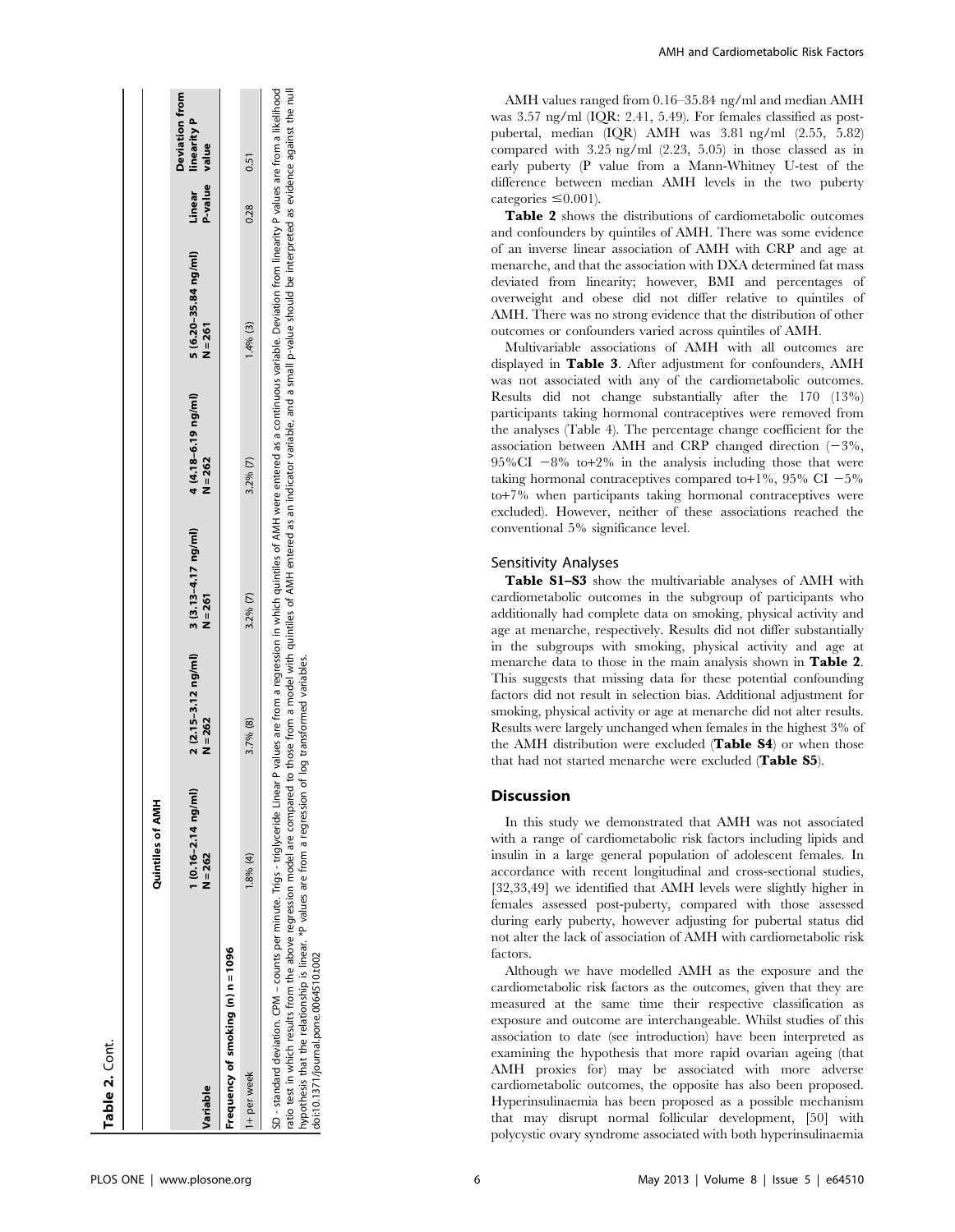**Table 2.** Cont.

| Variable | Quintiles of AMH 1 (0.16–2.14 ng/ml) N = 262 | 2 (2.15–3.12 ng/ml) N = 262 | 3 (3.13–4.17 ng/ml) N = 261 | 4 (4.18–6.19 ng/ml) N = 262 | 5 (6.20–35.84 ng/ml) N = 261 | Linear P-value | Deviation from linearity P value |
|---|---|---|---|---|---|---|---|
| **Frequency of smoking (n) n = 1096** | | | | | | | |
| 1+ per week | 1.8% (4) | 3.7% (8) | 3.2% (7) | 3.2% (7) | 1.4% (3) | 0.28 | 0.51 |

SD - standard deviation. CPM – counts per minute. Trigs - triglyceride Linear P values are from a regression in which quintiles of AMH were entered as a continuous variable. Deviation from linearity P values are from a likelihood ratio test in which results from the above regression model are compared to those from a model with quintiles of AMH entered as an indicator variable, and a small p-value should be interpreted as evidence against the null hypothesis that the relationship is linear. *P values are from a regression of log transformed variables.
doi:10.1371/journal.pone.0064510.t002

AMH values ranged from 0.16–35.84 ng/ml and median AMH was 3.57 ng/ml (IQR: 2.41, 5.49). For females classified as post-pubertal, median (IQR) AMH was 3.81 ng/ml (2.55, 5.82) compared with 3.25 ng/ml (2.23, 5.05) in those classed as in early puberty (P value from a Mann-Whitney U-test of the difference between median AMH levels in the two puberty categories ≤0.001).

**Table 2** shows the distributions of cardiometabolic outcomes and confounders by quintiles of AMH. There was some evidence of an inverse linear association of AMH with CRP and age at menarche, and that the association with DXA determined fat mass deviated from linearity; however, BMI and percentages of overweight and obese did not differ relative to quintiles of AMH. There was no strong evidence that the distribution of other outcomes or confounders varied across quintiles of AMH.

Multivariable associations of AMH with all outcomes are displayed in **Table 3**. After adjustment for confounders, AMH was not associated with any of the cardiometabolic outcomes. Results did not change substantially after the 170 (13%) participants taking hormonal contraceptives were removed from the analyses (Table 4). The percentage change coefficient for the association between AMH and CRP changed direction (−3%, 95%CI −8% to+2% in the analysis including those that were taking hormonal contraceptives compared to+1%, 95% CI −5% to+7% when participants taking hormonal contraceptives were excluded). However, neither of these associations reached the conventional 5% significance level.

### Sensitivity Analyses

**Table S1–S3** show the multivariable analyses of AMH with cardiometabolic outcomes in the subgroup of participants who additionally had complete data on smoking, physical activity and age at menarche, respectively. Results did not differ substantially in the subgroups with smoking, physical activity and age at menarche data to those in the main analysis shown in **Table 2**. This suggests that missing data for these potential confounding factors did not result in selection bias. Additional adjustment for smoking, physical activity or age at menarche did not alter results. Results were largely unchanged when females in the highest 3% of the AMH distribution were excluded (**Table S4**) or when those that had not started menarche were excluded (**Table S5**).

## Discussion

In this study we demonstrated that AMH was not associated with a range of cardiometabolic risk factors including lipids and insulin in a large general population of adolescent females. In accordance with recent longitudinal and cross-sectional studies, [32,33,49] we identified that AMH levels were slightly higher in females assessed post-puberty, compared with those assessed during early puberty, however adjusting for pubertal status did not alter the lack of association of AMH with cardiometabolic risk factors.

Although we have modelled AMH as the exposure and the cardiometabolic risk factors as the outcomes, given that they are measured at the same time their respective classification as exposure and outcome are interchangeable. Whilst studies of this association to date (see introduction) have been interpreted as examining the hypothesis that more rapid ovarian ageing (that AMH proxies for) may be associated with more adverse cardiometabolic outcomes, the opposite has also been proposed. Hyperinsulinaemia has been proposed as a possible mechanism that may disrupt normal follicular development, [50] with polycystic ovary syndrome associated with both hyperinsulinaemia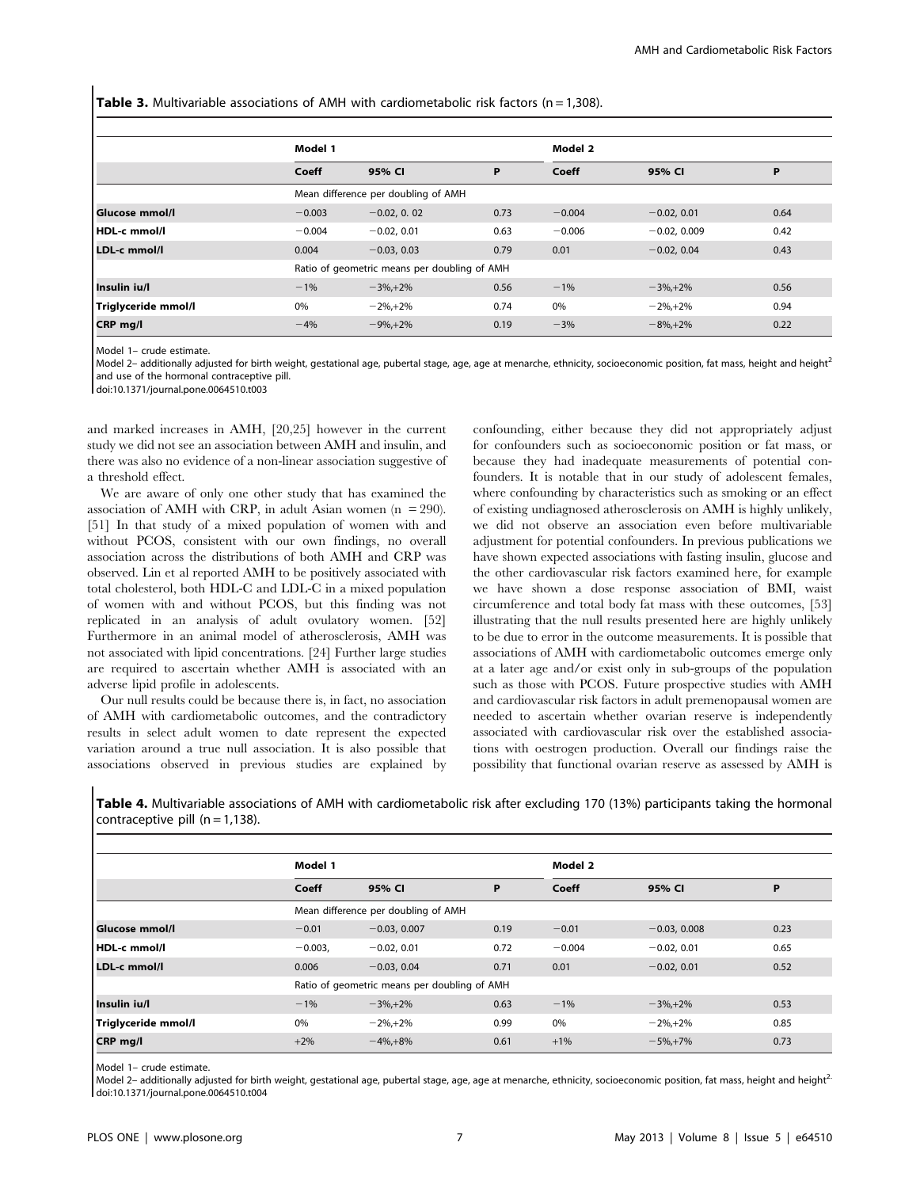**Table 3.** Multivariable associations of AMH with cardiometabolic risk factors (n = 1,308).

| | Model 1 | | | Model 2 | | |
|---|---|---|---|---|---|---|
| | Coeff | 95% CI | P | Coeff | 95% CI | P |
| | Mean difference per doubling of AMH | | | | | |
| Glucose mmol/l | −0.003 | −0.02, 0. 02 | 0.73 | −0.004 | −0.02, 0.01 | 0.64 |
| HDL-c mmol/l | −0.004 | −0.02, 0.01 | 0.63 | −0.006 | −0.02, 0.009 | 0.42 |
| LDL-c mmol/l | 0.004 | −0.03, 0.03 | 0.79 | 0.01 | −0.02, 0.04 | 0.43 |
| | Ratio of geometric means per doubling of AMH | | | | | |
| Insulin iu/l | −1% | −3%,+2% | 0.56 | −1% | −3%,+2% | 0.56 |
| Triglyceride mmol/l | 0% | −2%,+2% | 0.74 | 0% | −2%,+2% | 0.94 |
| CRP mg/l | −4% | −9%,+2% | 0.19 | −3% | −8%,+2% | 0.22 |

Model 1– crude estimate.
Model 2– additionally adjusted for birth weight, gestational age, pubertal stage, age, age at menarche, ethnicity, socioeconomic position, fat mass, height and height$^2$ and use of the hormonal contraceptive pill.
doi:10.1371/journal.pone.0064510.t003

and marked increases in AMH, [20,25] however in the current study we did not see an association between AMH and insulin, and there was also no evidence of a non-linear association suggestive of a threshold effect.

We are aware of only one other study that has examined the association of AMH with CRP, in adult Asian women (n = 290). [51] In that study of a mixed population of women with and without PCOS, consistent with our own findings, no overall association across the distributions of both AMH and CRP was observed. Lin et al reported AMH to be positively associated with total cholesterol, both HDL-C and LDL-C in a mixed population of women with and without PCOS, but this finding was not replicated in an analysis of adult ovulatory women. [52] Furthermore in an animal model of atherosclerosis, AMH was not associated with lipid concentrations. [24] Further large studies are required to ascertain whether AMH is associated with an adverse lipid profile in adolescents.

Our null results could be because there is, in fact, no association of AMH with cardiometabolic outcomes, and the contradictory results in select adult women to date represent the expected variation around a true null association. It is also possible that associations observed in previous studies are explained by confounding, either because they did not appropriately adjust for confounders such as socioeconomic position or fat mass, or because they had inadequate measurements of potential confounders. It is notable that in our study of adolescent females, where confounding by characteristics such as smoking or an effect of existing undiagnosed atherosclerosis on AMH is highly unlikely, we did not observe an association even before multivariable adjustment for potential confounders. In previous publications we have shown expected associations with fasting insulin, glucose and the other cardiovascular risk factors examined here, for example we have shown a dose response association of BMI, waist circumference and total body fat mass with these outcomes, [53] illustrating that the null results presented here are highly unlikely to be due to error in the outcome measurements. It is possible that associations of AMH with cardiometabolic outcomes emerge only at a later age and/or exist only in sub-groups of the population such as those with PCOS. Future prospective studies with AMH and cardiovascular risk factors in adult premenopausal women are needed to ascertain whether ovarian reserve is independently associated with cardiovascular risk over the established associations with oestrogen production. Overall our findings raise the possibility that functional ovarian reserve as assessed by AMH is

**Table 4.** Multivariable associations of AMH with cardiometabolic risk after excluding 170 (13%) participants taking the hormonal contraceptive pill (n = 1,138).

| | Model 1 | | | Model 2 | | |
|---|---|---|---|---|---|---|
| | Coeff | 95% CI | P | Coeff | 95% CI | P |
| | Mean difference per doubling of AMH | | | | | |
| Glucose mmol/l | −0.01 | −0.03, 0.007 | 0.19 | −0.01 | −0.03, 0.008 | 0.23 |
| HDL-c mmol/l | −0.003, | −0.02, 0.01 | 0.72 | −0.004 | −0.02, 0.01 | 0.65 |
| LDL-c mmol/l | 0.006 | −0.03, 0.04 | 0.71 | 0.01 | −0.02, 0.01 | 0.52 |
| | Ratio of geometric means per doubling of AMH | | | | | |
| Insulin iu/l | −1% | −3%,+2% | 0.63 | −1% | −3%,+2% | 0.53 |
| Triglyceride mmol/l | 0% | −2%,+2% | 0.99 | 0% | −2%,+2% | 0.85 |
| CRP mg/l | +2% | −4%,+8% | 0.61 | +1% | −5%,+7% | 0.73 |

Model 1– crude estimate.
Model 2– additionally adjusted for birth weight, gestational age, pubertal stage, age, age at menarche, ethnicity, socioeconomic position, fat mass, height and height$^2$.
doi:10.1371/journal.pone.0064510.t004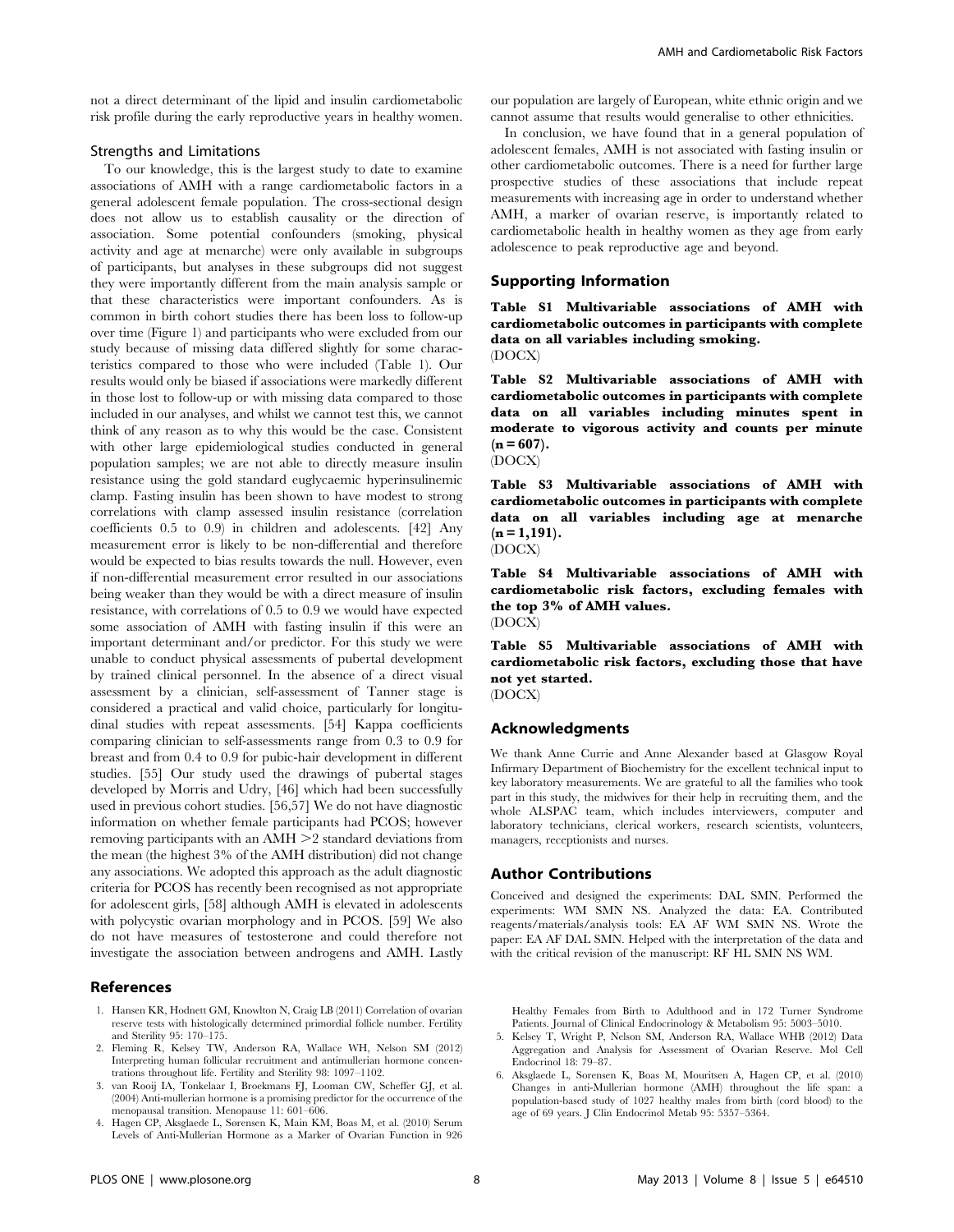not a direct determinant of the lipid and insulin cardiometabolic risk profile during the early reproductive years in healthy women.

### Strengths and Limitations

To our knowledge, this is the largest study to date to examine associations of AMH with a range cardiometabolic factors in a general adolescent female population. The cross-sectional design does not allow us to establish causality or the direction of association. Some potential confounders (smoking, physical activity and age at menarche) were only available in subgroups of participants, but analyses in these subgroups did not suggest they were importantly different from the main analysis sample or that these characteristics were important confounders. As is common in birth cohort studies there has been loss to follow-up over time (Figure 1) and participants who were excluded from our study because of missing data differed slightly for some characteristics compared to those who were included (Table 1). Our results would only be biased if associations were markedly different in those lost to follow-up or with missing data compared to those included in our analyses, and whilst we cannot test this, we cannot think of any reason as to why this would be the case. Consistent with other large epidemiological studies conducted in general population samples; we are not able to directly measure insulin resistance using the gold standard euglycaemic hyperinsulinemic clamp. Fasting insulin has been shown to have modest to strong correlations with clamp assessed insulin resistance (correlation coefficients 0.5 to 0.9) in children and adolescents. [42] Any measurement error is likely to be non-differential and therefore would be expected to bias results towards the null. However, even if non-differential measurement error resulted in our associations being weaker than they would be with a direct measure of insulin resistance, with correlations of 0.5 to 0.9 we would have expected some association of AMH with fasting insulin if this were an important determinant and/or predictor. For this study we were unable to conduct physical assessments of pubertal development by trained clinical personnel. In the absence of a direct visual assessment by a clinician, self-assessment of Tanner stage is considered a practical and valid choice, particularly for longitudinal studies with repeat assessments. [54] Kappa coefficients comparing clinician to self-assessments range from 0.3 to 0.9 for breast and from 0.4 to 0.9 for pubic-hair development in different studies. [55] Our study used the drawings of pubertal stages developed by Morris and Udry, [46] which had been successfully used in previous cohort studies. [56,57] We do not have diagnostic information on whether female participants had PCOS; however removing participants with an AMH >2 standard deviations from the mean (the highest 3% of the AMH distribution) did not change any associations. We adopted this approach as the adult diagnostic criteria for PCOS has recently been recognised as not appropriate for adolescent girls, [58] although AMH is elevated in adolescents with polycystic ovarian morphology and in PCOS. [59] We also do not have measures of testosterone and could therefore not investigate the association between androgens and AMH. Lastly our population are largely of European, white ethnic origin and we cannot assume that results would generalise to other ethnicities.

In conclusion, we have found that in a general population of adolescent females, AMH is not associated with fasting insulin or other cardiometabolic outcomes. There is a need for further large prospective studies of these associations that include repeat measurements with increasing age in order to understand whether AMH, a marker of ovarian reserve, is importantly related to cardiometabolic health in healthy women as they age from early adolescence to peak reproductive age and beyond.

## Supporting Information

**Table S1 Multivariable associations of AMH with cardiometabolic outcomes in participants with complete data on all variables including smoking.**
(DOCX)

**Table S2 Multivariable associations of AMH with cardiometabolic outcomes in participants with complete data on all variables including minutes spent in moderate to vigorous activity and counts per minute (n = 607).**
(DOCX)

**Table S3 Multivariable associations of AMH with cardiometabolic outcomes in participants with complete data on all variables including age at menarche (n = 1,191).**
(DOCX)

**Table S4 Multivariable associations of AMH with cardiometabolic risk factors, excluding females with the top 3% of AMH values.**
(DOCX)

**Table S5 Multivariable associations of AMH with cardiometabolic risk factors, excluding those that have not yet started.**
(DOCX)

## Acknowledgments

We thank Anne Currie and Anne Alexander based at Glasgow Royal Infirmary Department of Biochemistry for the excellent technical input to key laboratory measurements. We are grateful to all the families who took part in this study, the midwives for their help in recruiting them, and the whole ALSPAC team, which includes interviewers, computer and laboratory technicians, clerical workers, research scientists, volunteers, managers, receptionists and nurses.

## Author Contributions

Conceived and designed the experiments: DAL SMN. Performed the experiments: WM SMN NS. Analyzed the data: EA. Contributed reagents/materials/analysis tools: EA AF WM SMN NS. Wrote the paper: EA AF DAL SMN. Helped with the interpretation of the data and with the critical revision of the manuscript: RF HL SMN NS WM.

## References

1. Hansen KR, Hodnett GM, Knowlton N, Craig LB (2011) Correlation of ovarian reserve tests with histologically determined primordial follicle number. Fertility and Sterility 95: 170–175.
2. Fleming R, Kelsey TW, Anderson RA, Wallace WH, Nelson SM (2012) Interpreting human follicular recruitment and antimullerian hormone concentrations throughout life. Fertility and Sterility 98: 1097–1102.
3. van Rooij IA, Tonkelaar I, Broekmans FJ, Looman CW, Scheffer GJ, et al. (2004) Anti-mullerian hormone is a promising predictor for the occurrence of the menopausal transition. Menopause 11: 601–606.
4. Hagen CP, Aksglaede L, Sørensen K, Main KM, Boas M, et al. (2010) Serum Levels of Anti-Mullerian Hormone as a Marker of Ovarian Function in 926 Healthy Females from Birth to Adulthood and in 172 Turner Syndrome Patients. Journal of Clinical Endocrinology & Metabolism 95: 5003–5010.
5. Kelsey T, Wright P, Nelson SM, Anderson RA, Wallace WHB (2012) Data Aggregation and Analysis for Assessment of Ovarian Reserve. Mol Cell Endocrinol 18: 79–87.
6. Aksglaede L, Sorensen K, Boas M, Mouritsen A, Hagen CP, et al. (2010) Changes in anti-Mullerian hormone (AMH) throughout the life span: a population-based study of 1027 healthy males from birth (cord blood) to the age of 69 years. J Clin Endocrinol Metab 95: 5357–5364.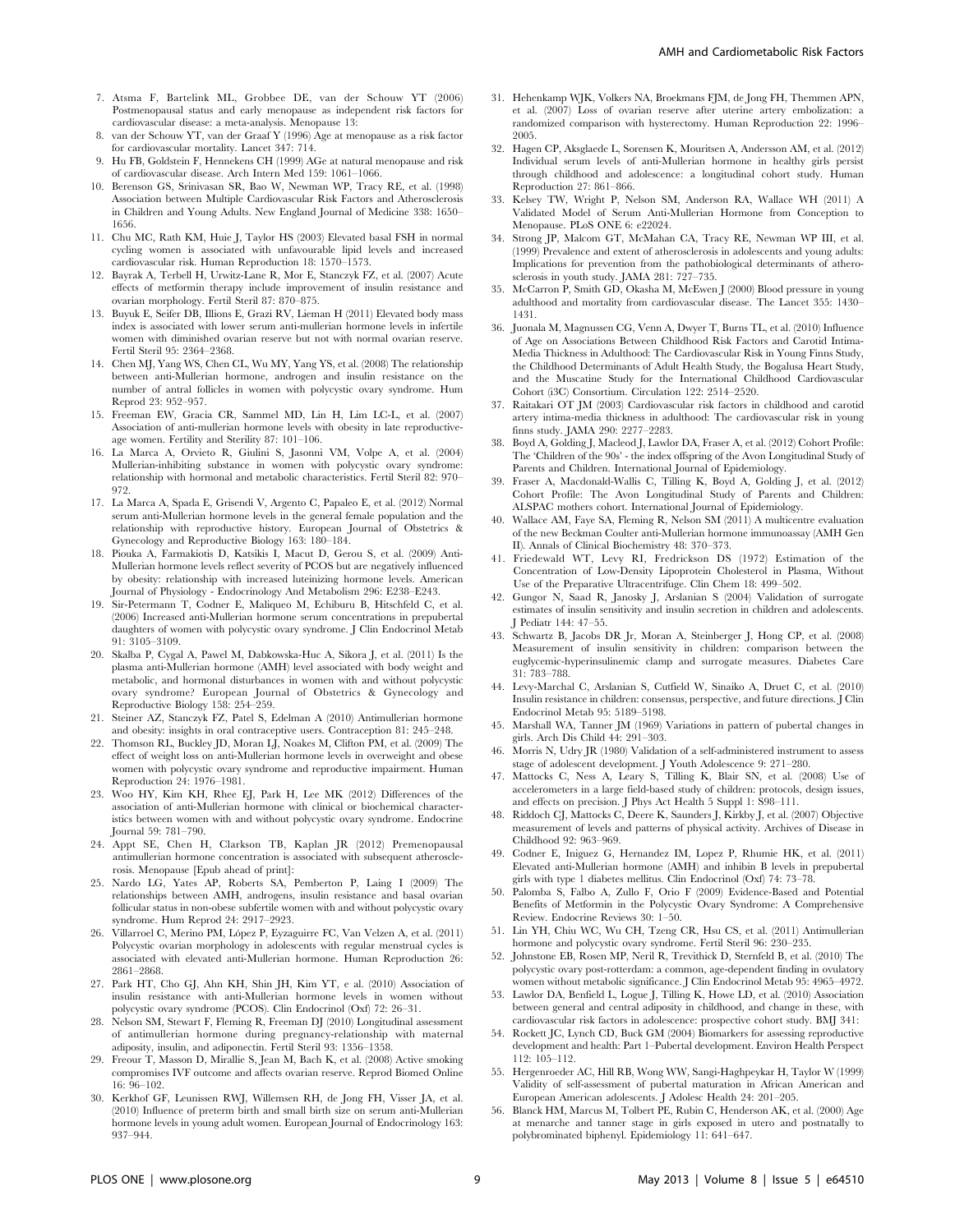7. Atsma F, Bartelink ML, Grobbee DE, van der Schouw YT (2006) Postmenopausal status and early menopause as independent risk factors for cardiovascular disease: a meta-analysis. Menopause 13:
8. van der Schouw YT, van der Graaf Y (1996) Age at menopause as a risk factor for cardiovascular mortality. Lancet 347: 714.
9. Hu FB, Goldstein F, Hennekens CH (1999) AGe at natural menopause and risk of cardiovascular disease. Arch Intern Med 159: 1061–1066.
10. Berenson GS, Srinivasan SR, Bao W, Newman WP, Tracy RE, et al. (1998) Association between Multiple Cardiovascular Risk Factors and Atherosclerosis in Children and Young Adults. New England Journal of Medicine 338: 1650–1656.
11. Chu MC, Rath KM, Huie J, Taylor HS (2003) Elevated basal FSH in normal cycling women is associated with unfavourable lipid levels and increased cardiovascular risk. Human Reproduction 18: 1570–1573.
12. Bayrak A, Terbell H, Urwitz-Lane R, Mor E, Stanczyk FZ, et al. (2007) Acute effects of metformin therapy include improvement of insulin resistance and ovarian morphology. Fertil Steril 87: 870–875.
13. Buyuk E, Seifer DB, Illions E, Grazi RV, Lieman H (2011) Elevated body mass index is associated with lower serum anti-mullerian hormone levels in infertile women with diminished ovarian reserve but not with normal ovarian reserve. Fertil Steril 95: 2364–2368.
14. Chen MJ, Yang WS, Chen CL, Wu MY, Yang YS, et al. (2008) The relationship between anti-Mullerian hormone, androgen and insulin resistance on the number of antral follicles in women with polycystic ovary syndrome. Hum Reprod 23: 952–957.
15. Freeman EW, Gracia CR, Sammel MD, Lin H, Lim LC-L, et al. (2007) Association of anti-mullerian hormone levels with obesity in late reproductive-age women. Fertility and Sterility 87: 101–106.
16. La Marca A, Orvieto R, Giulini S, Jasonni VM, Volpe A, et al. (2004) Mullerian-inhibiting substance in women with polycystic ovary syndrome: relationship with hormonal and metabolic characteristics. Fertil Steril 82: 970–972.
17. La Marca A, Spada E, Grisendi V, Argento C, Papaleo E, et al. (2012) Normal serum anti-Mullerian hormone levels in the general female population and the relationship with reproductive history. European Journal of Obstetrics & Gynecology and Reproductive Biology 163: 180–184.
18. Piouka A, Farmakiotis D, Katsikis I, Macut D, Gerou S, et al. (2009) Anti-Mullerian hormone levels reflect severity of PCOS but are negatively influenced by obesity: relationship with increased luteinizing hormone levels. American Journal of Physiology - Endocrinology And Metabolism 296: E238–E243.
19. Sir-Petermann T, Codner E, Maliqueo M, Echiburu B, Hitschfeld C, et al. (2006) Increased anti-Mullerian hormone serum concentrations in prepubertal daughters of women with polycystic ovary syndrome. J Clin Endocrinol Metab 91: 3105–3109.
20. Skalba P, Cygal A, Pawel M, Dabkowska-Huc A, Sikora J, et al. (2011) Is the plasma anti-Mullerian hormone (AMH) level associated with body weight and metabolic, and hormonal disturbances in women with and without polycystic ovary syndrome? European Journal of Obstetrics & Gynecology and Reproductive Biology 158: 254–259.
21. Steiner AZ, Stanczyk FZ, Patel S, Edelman A (2010) Antimullerian hormone and obesity: insights in oral contraceptive users. Contraception 81: 245–248.
22. Thomson RL, Buckley JD, Moran LJ, Noakes M, Clifton PM, et al. (2009) The effect of weight loss on anti-Mullerian hormone levels in overweight and obese women with polycystic ovary syndrome and reproductive impairment. Human Reproduction 24: 1976–1981.
23. Woo HY, Kim KH, Rhee EJ, Park H, Lee MK (2012) Differences of the association of anti-Mullerian hormone with clinical or biochemical characteristics between women with and without polycystic ovary syndrome. Endocrine Journal 59: 781–790.
24. Appt SE, Chen H, Clarkson TB, Kaplan JR (2012) Premenopausal antimullerian hormone concentration is associated with subsequent atherosclerosis. Menopause [Epub ahead of print]:
25. Nardo LG, Yates AP, Roberts SA, Pemberton P, Laing I (2009) The relationships between AMH, androgens, insulin resistance and basal ovarian follicular status in non-obese subfertile women with and without polycystic ovary syndrome. Hum Reprod 24: 2917–2923.
26. Villarroel C, Merino PM, López P, Eyzaguirre FC, Van Velzen A, et al. (2011) Polycystic ovarian morphology in adolescents with regular menstrual cycles is associated with elevated anti-Mullerian hormone. Human Reproduction 26: 2861–2868.
27. Park HT, Cho GJ, Ahn KH, Shin JH, Kim YT, e al. (2010) Association of insulin resistance with anti-Mullerian hormone levels in women without polycystic ovary syndrome (PCOS). Clin Endocrinol (Oxf) 72: 26–31.
28. Nelson SM, Stewart F, Fleming R, Freeman DJ (2010) Longitudinal assessment of antimullerian hormone during pregnancy-relationship with maternal adiposity, insulin, and adiponectin. Fertil Steril 93: 1356–1358.
29. Freour T, Masson D, Mirallie S, Jean M, Bach K, et al. (2008) Active smoking compromises IVF outcome and affects ovarian reserve. Reprod Biomed Online 16: 96–102.
30. Kerkhof GF, Leunissen RWJ, Willemsen RH, de Jong FH, Visser JA, et al. (2010) Influence of preterm birth and small birth size on serum anti-Mullerian hormone levels in young adult women. European Journal of Endocrinology 163: 937–944.
31. Hehenkamp WJK, Volkers NA, Broekmans FJM, de Jong FH, Themmen APN, et al. (2007) Loss of ovarian reserve after uterine artery embolization: a randomized comparison with hysterectomy. Human Reproduction 22: 1996–2005.
32. Hagen CP, Aksglaede L, Sorensen K, Mouritsen A, Andersson AM, et al. (2012) Individual serum levels of anti-Mullerian hormone in healthy girls persist through childhood and adolescence: a longitudinal cohort study. Human Reproduction 27: 861–866.
33. Kelsey TW, Wright P, Nelson SM, Anderson RA, Wallace WH (2011) A Validated Model of Serum Anti-Mullerian Hormone from Conception to Menopause. PLoS ONE 6: e22024.
34. Strong JP, Malcom GT, McMahan CA, Tracy RE, Newman WP III, et al. (1999) Prevalence and extent of atherosclerosis in adolescents and young adults: Implications for prevention from the pathobiological determinants of atherosclerosis in youth study. JAMA 281: 727–735.
35. McCarron P, Smith GD, Okasha M, McEwen J (2000) Blood pressure in young adulthood and mortality from cardiovascular disease. The Lancet 355: 1430–1431.
36. Juonala M, Magnussen CG, Venn A, Dwyer T, Burns TL, et al. (2010) Influence of Age on Associations Between Childhood Risk Factors and Carotid Intima-Media Thickness in Adulthood: The Cardiovascular Risk in Young Finns Study, the Childhood Determinants of Adult Health Study, the Bogalusa Heart Study, and the Muscatine Study for the International Childhood Cardiovascular Cohort (i3C) Consortium. Circulation 122: 2514–2520.
37. Raitakari OT JM (2003) Cardiovascular risk factors in childhood and carotid artery intima-media thickness in adulthood: The cardiovascular risk in young finns study. JAMA 290: 2277–2283.
38. Boyd A, Golding J, Macleod J, Lawlor DA, Fraser A, et al. (2012) Cohort Profile: The 'Children of the 90s' - the index offspring of the Avon Longitudinal Study of Parents and Children. International Journal of Epidemiology.
39. Fraser A, Macdonald-Wallis C, Tilling K, Boyd A, Golding J, et al. (2012) Cohort Profile: The Avon Longitudinal Study of Parents and Children: ALSPAC mothers cohort. International Journal of Epidemiology.
40. Wallace AM, Faye SA, Fleming R, Nelson SM (2011) A multicentre evaluation of the new Beckman Coulter anti-Mullerian hormone immunoassay (AMH Gen II). Annals of Clinical Biochemistry 48: 370–373.
41. Friedewald WT, Levy RI, Fredrickson DS (1972) Estimation of the Concentration of Low-Density Lipoprotein Cholesterol in Plasma, Without Use of the Preparative Ultracentrifuge. Clin Chem 18: 499–502.
42. Gungor N, Saad R, Janosky J, Arslanian S (2004) Validation of surrogate estimates of insulin sensitivity and insulin secretion in children and adolescents. J Pediatr 144: 47–55.
43. Schwartz B, Jacobs DR Jr, Moran A, Steinberger J, Hong CP, et al. (2008) Measurement of insulin sensitivity in children: comparison between the euglycemic-hyperinsulinemic clamp and surrogate measures. Diabetes Care 31: 783–788.
44. Levy-Marchal C, Arslanian S, Cutfield W, Sinaiko A, Druet C, et al. (2010) Insulin resistance in children: consensus, perspective, and future directions. J Clin Endocrinol Metab 95: 5189–5198.
45. Marshall WA, Tanner JM (1969) Variations in pattern of pubertal changes in girls. Arch Dis Child 44: 291–303.
46. Morris N, Udry JR (1980) Validation of a self-administered instrument to assess stage of adolescent development. J Youth Adolescence 9: 271–280.
47. Mattocks C, Ness A, Leary S, Tilling K, Blair SN, et al. (2008) Use of accelerometers in a large field-based study of children: protocols, design issues, and effects on precision. J Phys Act Health 5 Suppl 1: S98–111.
48. Riddoch CJ, Mattocks C, Deere K, Saunders J, Kirkby J, et al. (2007) Objective measurement of levels and patterns of physical activity. Archives of Disease in Childhood 92: 963–969.
49. Codner E, Iniguez G, Hernandez IM, Lopez P, Rhumie HK, et al. (2011) Elevated anti-Mullerian hormone (AMH) and inhibin B levels in prepubertal girls with type 1 diabetes mellitus. Clin Endocrinol (Oxf) 74: 73–78.
50. Palomba S, Falbo A, Zullo F, Orio F (2009) Evidence-Based and Potential Benefits of Metformin in the Polycystic Ovary Syndrome: A Comprehensive Review. Endocrine Reviews 30: 1–50.
51. Lin YH, Chiu WC, Wu CH, Tzeng CR, Hsu CS, et al. (2011) Antimullerian hormone and polycystic ovary syndrome. Fertil Steril 96: 230–235.
52. Johnstone EB, Rosen MP, Neril R, Trevithick D, Sternfeld B, et al. (2010) The polycystic ovary post-rotterdam: a common, age-dependent finding in ovulatory women without metabolic significance. J Clin Endocrinol Metab 95: 4965–4972.
53. Lawlor DA, Benfield L, Logue J, Tilling K, Howe LD, et al. (2010) Association between general and central adiposity in childhood, and change in these, with cardiovascular risk factors in adolescence: prospective cohort study. BMJ 341:
54. Rockett JC, Lynch CD, Buck GM (2004) Biomarkers for assessing reproductive development and health: Part 1–Pubertal development. Environ Health Perspect 112: 105–112.
55. Hergenroeder AC, Hill RB, Wong WW, Sangi-Haghpeykar H, Taylor W (1999) Validity of self-assessment of pubertal maturation in African American and European American adolescents. J Adolesc Health 24: 201–205.
56. Blanck HM, Marcus M, Tolbert PE, Rubin C, Henderson AK, et al. (2000) Age at menarche and tanner stage in girls exposed in utero and postnatally to polybrominated biphenyl. Epidemiology 11: 641–647.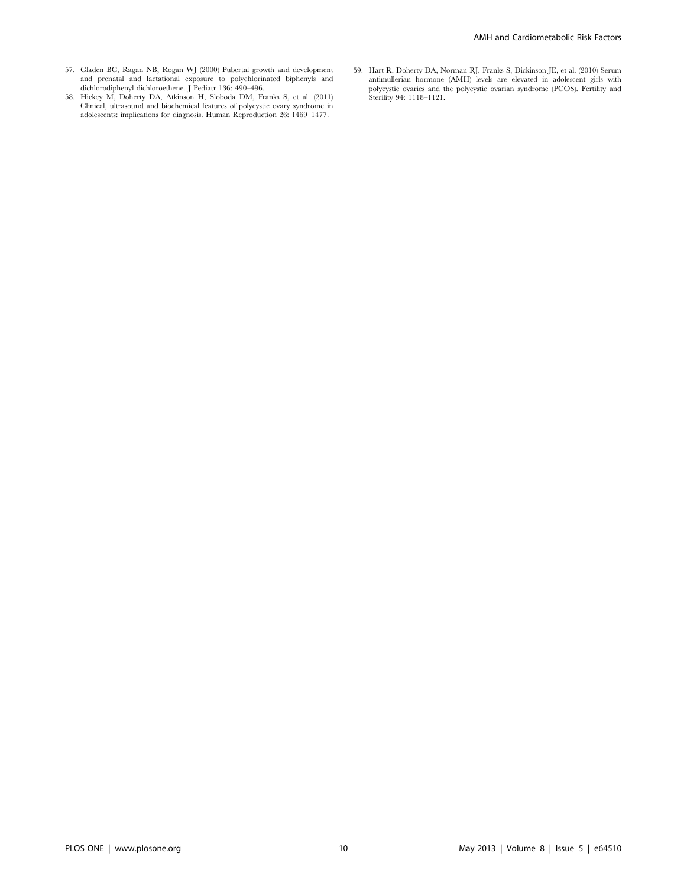57. Gladen BC, Ragan NB, Rogan WJ (2000) Pubertal growth and development and prenatal and lactational exposure to polychlorinated biphenyls and dichlorodiphenyl dichloroethene. J Pediatr 136: 490–496.
58. Hickey M, Doherty DA, Atkinson H, Sloboda DM, Franks S, et al. (2011) Clinical, ultrasound and biochemical features of polycystic ovary syndrome in adolescents: implications for diagnosis. Human Reproduction 26: 1469–1477.
59. Hart R, Doherty DA, Norman RJ, Franks S, Dickinson JE, et al. (2010) Serum antimullerian hormone (AMH) levels are elevated in adolescent girls with polycystic ovaries and the polycystic ovarian syndrome (PCOS). Fertility and Sterility 94: 1118–1121.